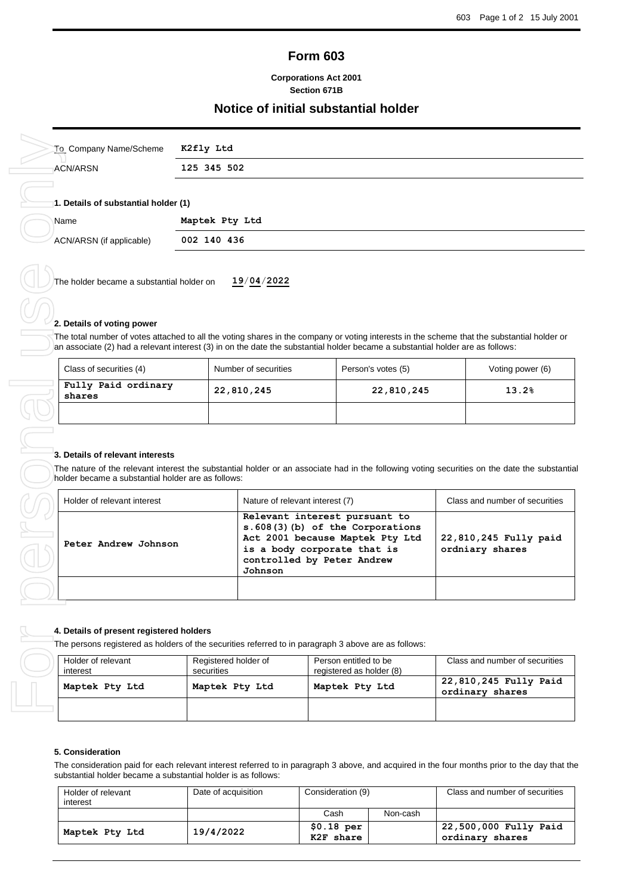# Form 603

**Corporations Act 2001**
**Section 671B**

## Notice of initial substantial holder

| | |
|---|---|
| To Company Name/Scheme | **K2fly Ltd** |
| ACN/ARSN | **125 345 502** |

### 1. Details of substantial holder (1)

| | |
|---|---|
| Name | **Maptek Pty Ltd** |
| ACN/ARSN (if applicable) | **002 140 436** |

The holder became a substantial holder on **19/04/2022**

### 2. Details of voting power

The total number of votes attached to all the voting shares in the company or voting interests in the scheme that the substantial holder or an associate (2) had a relevant interest (3) in on the date the substantial holder became a substantial holder are as follows:

| Class of securities (4) | Number of securities | Person's votes (5) | Voting power (6) |
|---|---|---|---|
| **Fully Paid ordinary shares** | **22,810,245** | **22,810,245** | **13.2%** |
| | | | |

### 3. Details of relevant interests

The nature of the relevant interest the substantial holder or an associate had in the following voting securities on the date the substantial holder became a substantial holder are as follows:

| Holder of relevant interest | Nature of relevant interest (7) | Class and number of securities |
|---|---|---|
| **Peter Andrew Johnson** | **Relevant interest pursuant to s.608(3)(b) of the Corporations Act 2001 because Maptek Pty Ltd is a body corporate that is controlled by Peter Andrew Johnson** | **22,810,245 Fully paid ordniary shares** |
| | | |

### 4. Details of present registered holders

The persons registered as holders of the securities referred to in paragraph 3 above are as follows:

| Holder of relevant interest | Registered holder of securities | Person entitled to be registered as holder (8) | Class and number of securities |
|---|---|---|---|
| **Maptek Pty Ltd** | **Maptek Pty Ltd** | **Maptek Pty Ltd** | **22,810,245 Fully Paid ordinary shares** |
| | | | |

### 5. Consideration

The consideration paid for each relevant interest referred to in paragraph 3 above, and acquired in the four months prior to the day that the substantial holder became a substantial holder is as follows:

| Holder of relevant interest | Date of acquisition | Consideration (9) | | Class and number of securities |
|---|---|---|---|---|
| | | Cash | Non-cash | |
| **Maptek Pty Ltd** | **19/4/2022** | **$0.18 per K2F share** | | **22,500,000 Fully Paid ordinary shares** |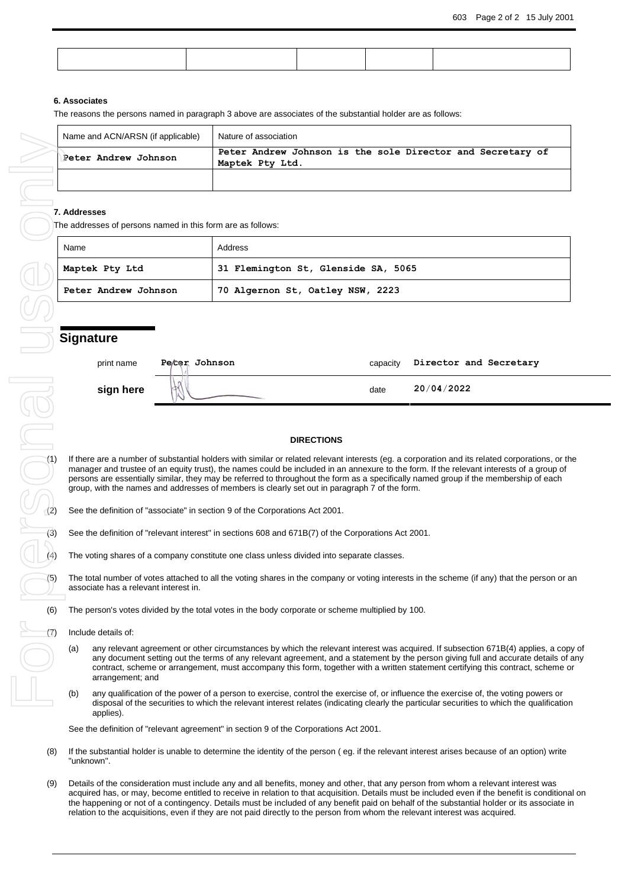| | | | | |
|---|---|---|---|---|
| | | | | |

**6. Associates**

The reasons the persons named in paragraph 3 above are associates of the substantial holder are as follows:

| Name and ACN/ARSN (if applicable) | Nature of association |
|---|---|
| **Peter Andrew Johnson** | **Peter Andrew Johnson is the sole Director and Secretary of Maptek Pty Ltd.** |
| | |

**7. Addresses**

The addresses of persons named in this form are as follows:

| Name | Address |
|---|---|
| **Maptek Pty Ltd** | **31 Flemington St, Glenside SA, 5065** |
| **Peter Andrew Johnson** | **70 Algernon St, Oatley NSW, 2223** |

## Signature

| | | | |
|---|---|---|---|
| print name | **Peter Johnson** | capacity | **Director and Secretary** |
| **sign here** | | date | **20/04/2022** |

**DIRECTIONS**

(1) If there are a number of substantial holders with similar or related relevant interests (eg. a corporation and its related corporations, or the manager and trustee of an equity trust), the names could be included in an annexure to the form. If the relevant interests of a group of persons are essentially similar, they may be referred to throughout the form as a specifically named group if the membership of each group, with the names and addresses of members is clearly set out in paragraph 7 of the form.

(2) See the definition of "associate" in section 9 of the Corporations Act 2001.

(3) See the definition of "relevant interest" in sections 608 and 671B(7) of the Corporations Act 2001.

(4) The voting shares of a company constitute one class unless divided into separate classes.

(5) The total number of votes attached to all the voting shares in the company or voting interests in the scheme (if any) that the person or an associate has a relevant interest in.

(6) The person's votes divided by the total votes in the body corporate or scheme multiplied by 100.

(7) Include details of:

(a) any relevant agreement or other circumstances by which the relevant interest was acquired. If subsection 671B(4) applies, a copy of any document setting out the terms of any relevant agreement, and a statement by the person giving full and accurate details of any contract, scheme or arrangement, must accompany this form, together with a written statement certifying this contract, scheme or arrangement; and

(b) any qualification of the power of a person to exercise, control the exercise of, or influence the exercise of, the voting powers or disposal of the securities to which the relevant interest relates (indicating clearly the particular securities to which the qualification applies).

See the definition of "relevant agreement" in section 9 of the Corporations Act 2001.

(8) If the substantial holder is unable to determine the identity of the person ( eg. if the relevant interest arises because of an option) write "unknown".

(9) Details of the consideration must include any and all benefits, money and other, that any person from whom a relevant interest was acquired has, or may, become entitled to receive in relation to that acquisition. Details must be included even if the benefit is conditional on the happening or not of a contingency. Details must be included of any benefit paid on behalf of the substantial holder or its associate in relation to the acquisitions, even if they are not paid directly to the person from whom the relevant interest was acquired.